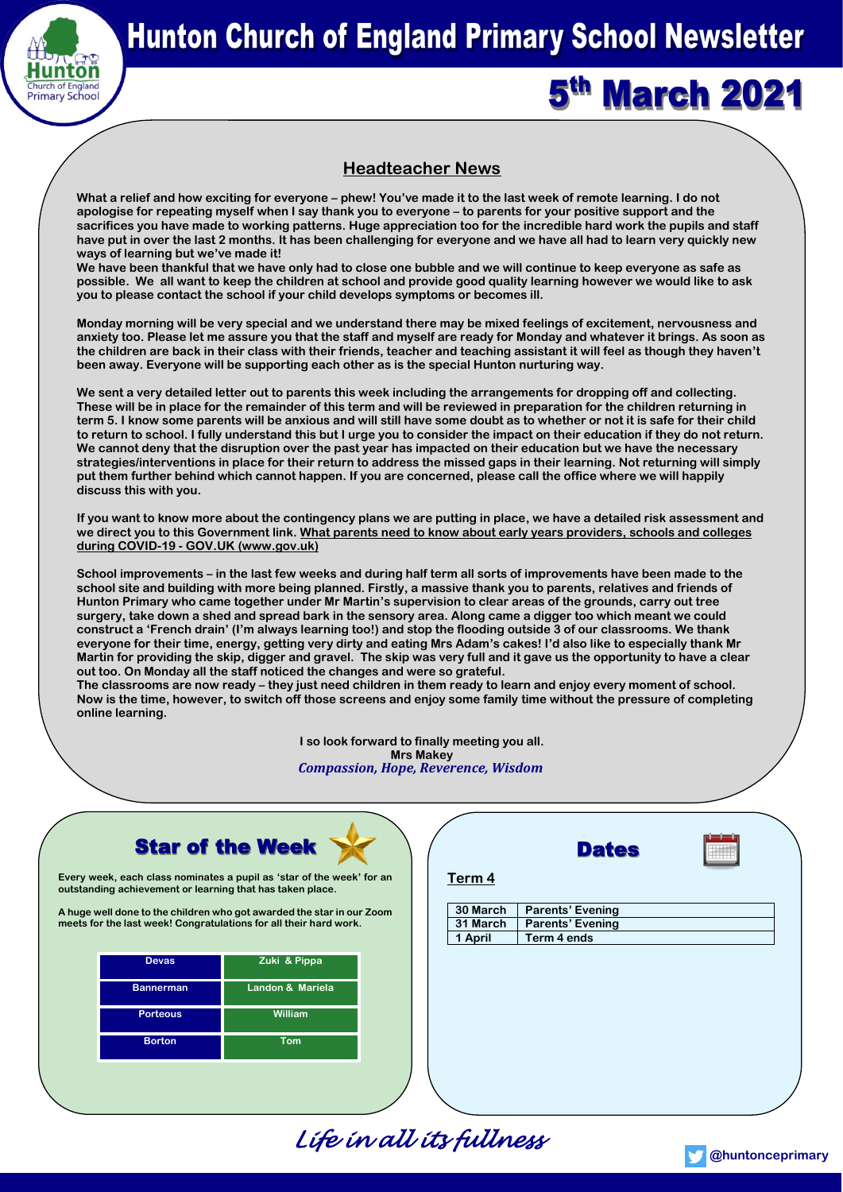# Hunton Church of England Primary School Newsletter

# 5th March 2021

## Headteacher News

**What a relief and how exciting for everyone – phew! You've made it to the last week of remote learning. I do not apologise for repeating myself when I say thank you to everyone – to parents for your positive support and the sacrifices you have made to working patterns. Huge appreciation too for the incredible hard work the pupils and staff have put in over the last 2 months. It has been challenging for everyone and we have all had to learn very quickly new ways of learning but we've made it!**

**We have been thankful that we have only had to close one bubble and we will continue to keep everyone as safe as possible. We all want to keep the children at school and provide good quality learning however we would like to ask you to please contact the school if your child develops symptoms or becomes ill.**

**Monday morning will be very special and we understand there may be mixed feelings of excitement, nervousness and anxiety too. Please let me assure you that the staff and myself are ready for Monday and whatever it brings. As soon as the children are back in their class with their friends, teacher and teaching assistant it will feel as though they haven't been away. Everyone will be supporting each other as is the special Hunton nurturing way.**

**We sent a very detailed letter out to parents this week including the arrangements for dropping off and collecting. These will be in place for the remainder of this term and will be reviewed in preparation for the children returning in term 5. I know some parents will be anxious and will still have some doubt as to whether or not it is safe for their child to return to school. I fully understand this but I urge you to consider the impact on their education if they do not return. We cannot deny that the disruption over the past year has impacted on their education but we have the necessary strategies/interventions in place for their return to address the missed gaps in their learning. Not returning will simply put them further behind which cannot happen. If you are concerned, please call the office where we will happily discuss this with you.**

**If you want to know more about the contingency plans we are putting in place, we have a detailed risk assessment and we direct you to this Government link. What parents need to know about early years providers, schools and colleges during COVID-19 - GOV.UK (www.gov.uk)**

**School improvements – in the last few weeks and during half term all sorts of improvements have been made to the school site and building with more being planned. Firstly, a massive thank you to parents, relatives and friends of Hunton Primary who came together under Mr Martin's supervision to clear areas of the grounds, carry out tree surgery, take down a shed and spread bark in the sensory area. Along came a digger too which meant we could construct a 'French drain' (I'm always learning too!) and stop the flooding outside 3 of our classrooms. We thank everyone for their time, energy, getting very dirty and eating Mrs Adam's cakes! I'd also like to especially thank Mr Martin for providing the skip, digger and gravel. The skip was very full and it gave us the opportunity to have a clear out too. On Monday all the staff noticed the changes and were so grateful.**

**The classrooms are now ready – they just need children in them ready to learn and enjoy every moment of school. Now is the time, however, to switch off those screens and enjoy some family time without the pressure of completing online learning.**

**I so look forward to finally meeting you all.**
**Mrs Makey**
***Compassion, Hope, Reverence, Wisdom***

## Star of the Week

**Every week, each class nominates a pupil as 'star of the week' for an outstanding achievement or learning that has taken place.**

**A huge well done to the children who got awarded the star in our Zoom meets for the last week! Congratulations for all their hard work.**

| Class | Star |
|---|---|
| Devas | Zuki & Pippa |
| Bannerman | Landon & Mariela |
| Porteous | William |
| Borton | Tom |

## Dates

**Term 4**

| Date | Event |
|---|---|
| 30 March | Parents' Evening |
| 31 March | Parents' Evening |
| 1 April | Term 4 ends |

*Life in all its fullness*

@huntonceprimary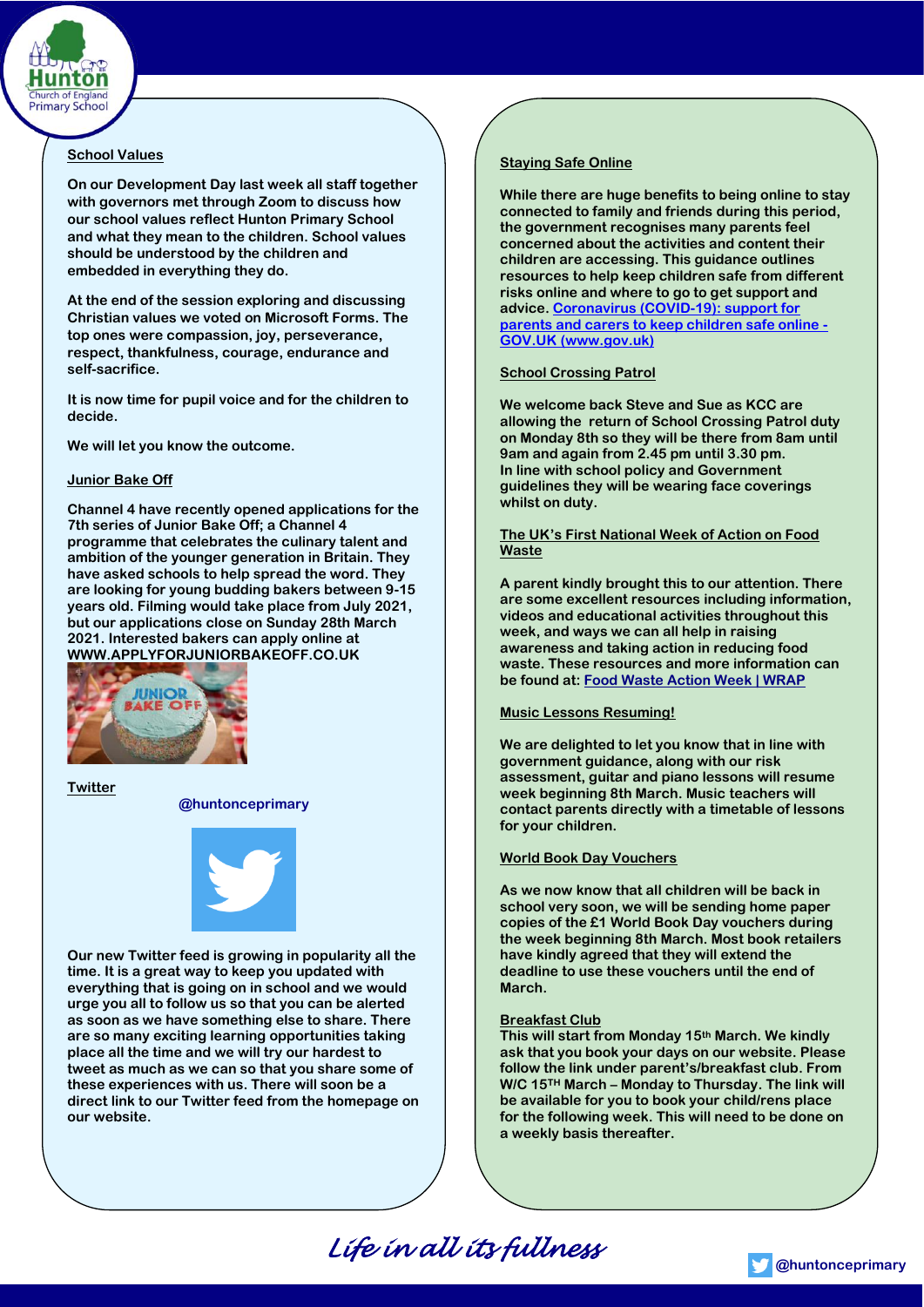## School Values

**On our Development Day last week all staff together with governors met through Zoom to discuss how our school values reflect Hunton Primary School and what they mean to the children. School values should be understood by the children and embedded in everything they do.**

**At the end of the session exploring and discussing Christian values we voted on Microsoft Forms. The top ones were compassion, joy, perseverance, respect, thankfulness, courage, endurance and self-sacrifice.**

**It is now time for pupil voice and for the children to decide.**

**We will let you know the outcome.**

## Junior Bake Off

**Channel 4 have recently opened applications for the 7th series of Junior Bake Off; a Channel 4 programme that celebrates the culinary talent and ambition of the younger generation in Britain. They have asked schools to help spread the word. They are looking for young budding bakers between 9-15 years old. Filming would take place from July 2021, but our applications close on Sunday 28th March 2021. Interested bakers can apply online at WWW.APPLYFORJUNIORBAKEOFF.CO.UK**

## Twitter

**@huntonceprimary**

**Our new Twitter feed is growing in popularity all the time. It is a great way to keep you updated with everything that is going on in school and we would urge you all to follow us so that you can be alerted as soon as we have something else to share. There are so many exciting learning opportunities taking place all the time and we will try our hardest to tweet as much as we can so that you share some of these experiences with us. There will soon be a direct link to our Twitter feed from the homepage on our website.**

## Staying Safe Online

**While there are huge benefits to being online to stay connected to family and friends during this period, the government recognises many parents feel concerned about the activities and content their children are accessing. This guidance outlines resources to help keep children safe from different risks online and where to go to get support and advice. Coronavirus (COVID-19): support for parents and carers to keep children safe online - GOV.UK (www.gov.uk)**

## School Crossing Patrol

**We welcome back Steve and Sue as KCC are allowing the return of School Crossing Patrol duty on Monday 8th so they will be there from 8am until 9am and again from 2.45 pm until 3.30 pm. In line with school policy and Government guidelines they will be wearing face coverings whilst on duty.**

## The UK's First National Week of Action on Food Waste

**A parent kindly brought this to our attention. There are some excellent resources including information, videos and educational activities throughout this week, and ways we can all help in raising awareness and taking action in reducing food waste. These resources and more information can be found at: Food Waste Action Week | WRAP**

## Music Lessons Resuming!

**We are delighted to let you know that in line with government guidance, along with our risk assessment, guitar and piano lessons will resume week beginning 8th March. Music teachers will contact parents directly with a timetable of lessons for your children.**

## World Book Day Vouchers

**As we now know that all children will be back in school very soon, we will be sending home paper copies of the £1 World Book Day vouchers during the week beginning 8th March. Most book retailers have kindly agreed that they will extend the deadline to use these vouchers until the end of March.**

## Breakfast Club

**This will start from Monday 15th March. We kindly ask that you book your days on our website. Please follow the link under parent's/breakfast club. From W/C 15TH March – Monday to Thursday. The link will be available for you to book your child/rens place for the following week. This will need to be done on a weekly basis thereafter.**

*Life in all its fullness*

**@huntonceprimary**